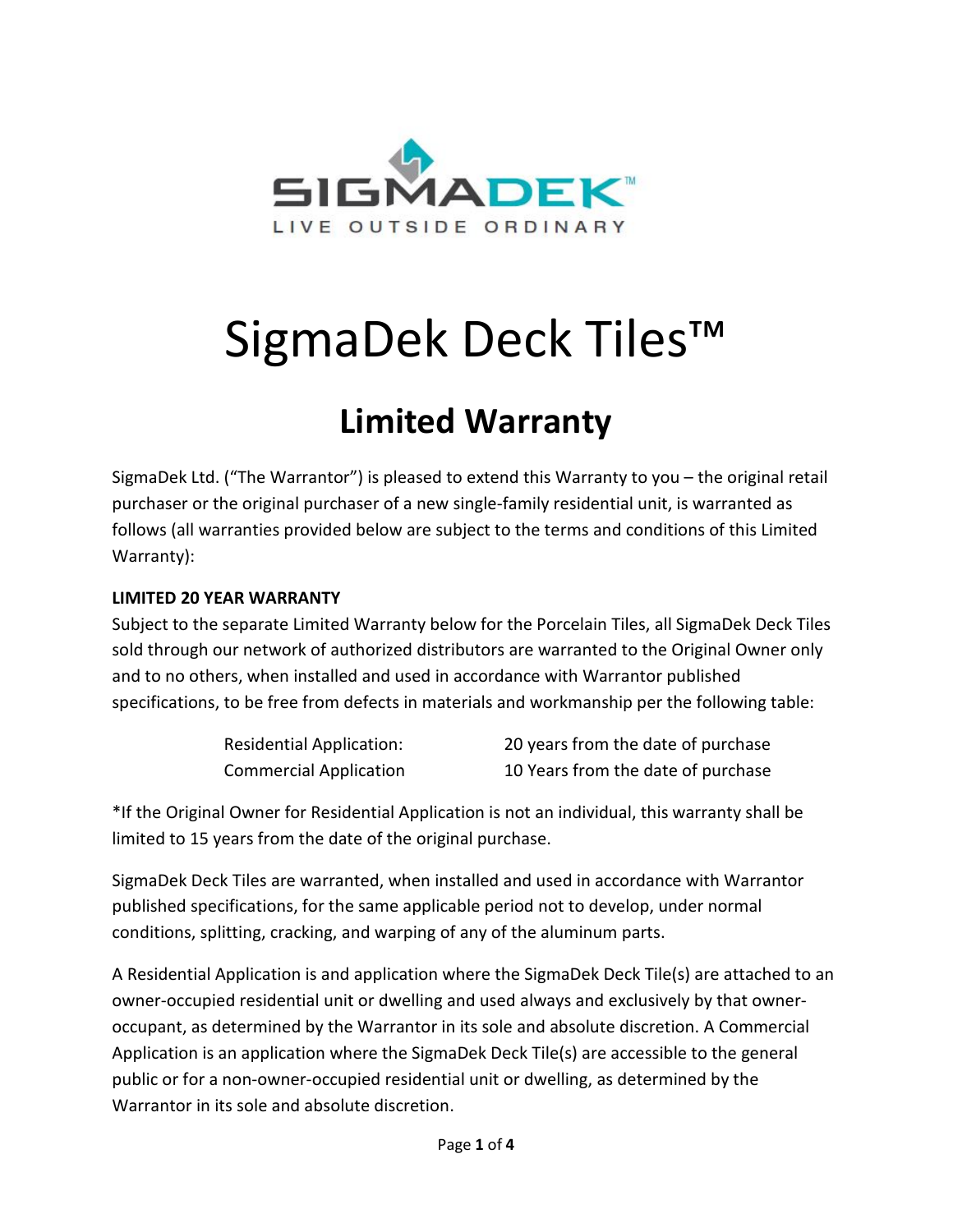SIGMADEK™

LIVE OUTSIDE ORDINARY

# SigmaDek Deck Tiles™

## Limited Warranty

SigmaDek Ltd. ("The Warrantor") is pleased to extend this Warranty to you – the original retail purchaser or the original purchaser of a new single-family residential unit, is warranted as follows (all warranties provided below are subject to the terms and conditions of this Limited Warranty):

**LIMITED 20 YEAR WARRANTY**

Subject to the separate Limited Warranty below for the Porcelain Tiles, all SigmaDek Deck Tiles sold through our network of authorized distributors are warranted to the Original Owner only and to no others, when installed and used in accordance with Warrantor published specifications, to be free from defects in materials and workmanship per the following table:

| | |
|---|---|
| Residential Application: | 20 years from the date of purchase |
| Commercial Application | 10 Years from the date of purchase |

*If the Original Owner for Residential Application is not an individual, this warranty shall be limited to 15 years from the date of the original purchase.

SigmaDek Deck Tiles are warranted, when installed and used in accordance with Warrantor published specifications, for the same applicable period not to develop, under normal conditions, splitting, cracking, and warping of any of the aluminum parts.

A Residential Application is and application where the SigmaDek Deck Tile(s) are attached to an owner-occupied residential unit or dwelling and used always and exclusively by that owner-occupant, as determined by the Warrantor in its sole and absolute discretion. A Commercial Application is an application where the SigmaDek Deck Tile(s) are accessible to the general public or for a non-owner-occupied residential unit or dwelling, as determined by the Warrantor in its sole and absolute discretion.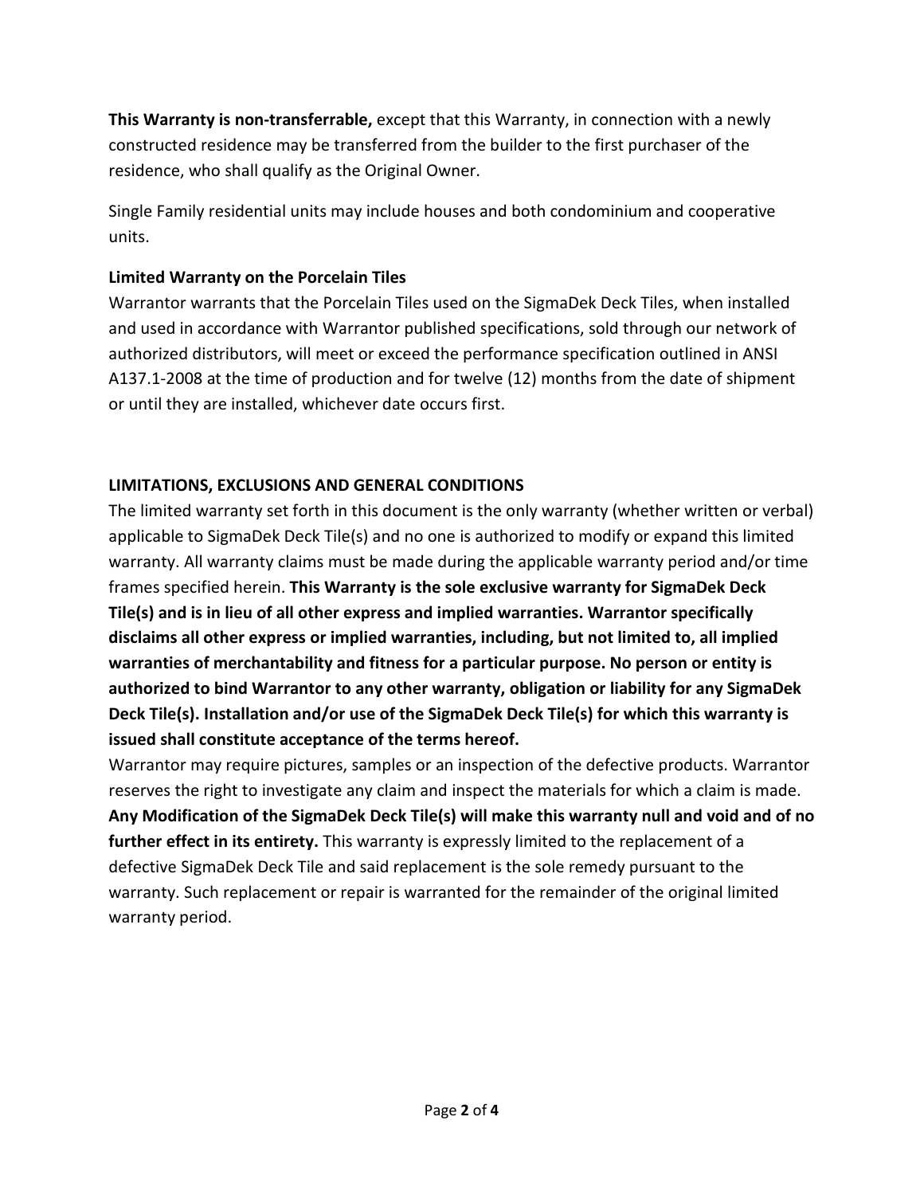**This Warranty is non-transferrable,** except that this Warranty, in connection with a newly constructed residence may be transferred from the builder to the first purchaser of the residence, who shall qualify as the Original Owner.

Single Family residential units may include houses and both condominium and cooperative units.

**Limited Warranty on the Porcelain Tiles**

Warrantor warrants that the Porcelain Tiles used on the SigmaDek Deck Tiles, when installed and used in accordance with Warrantor published specifications, sold through our network of authorized distributors, will meet or exceed the performance specification outlined in ANSI A137.1-2008 at the time of production and for twelve (12) months from the date of shipment or until they are installed, whichever date occurs first.

**LIMITATIONS, EXCLUSIONS AND GENERAL CONDITIONS**

The limited warranty set forth in this document is the only warranty (whether written or verbal) applicable to SigmaDek Deck Tile(s) and no one is authorized to modify or expand this limited warranty. All warranty claims must be made during the applicable warranty period and/or time frames specified herein. **This Warranty is the sole exclusive warranty for SigmaDek Deck Tile(s) and is in lieu of all other express and implied warranties. Warrantor specifically disclaims all other express or implied warranties, including, but not limited to, all implied warranties of merchantability and fitness for a particular purpose. No person or entity is authorized to bind Warrantor to any other warranty, obligation or liability for any SigmaDek Deck Tile(s). Installation and/or use of the SigmaDek Deck Tile(s) for which this warranty is issued shall constitute acceptance of the terms hereof.**

Warrantor may require pictures, samples or an inspection of the defective products. Warrantor reserves the right to investigate any claim and inspect the materials for which a claim is made. **Any Modification of the SigmaDek Deck Tile(s) will make this warranty null and void and of no further effect in its entirety.** This warranty is expressly limited to the replacement of a defective SigmaDek Deck Tile and said replacement is the sole remedy pursuant to the warranty. Such replacement or repair is warranted for the remainder of the original limited warranty period.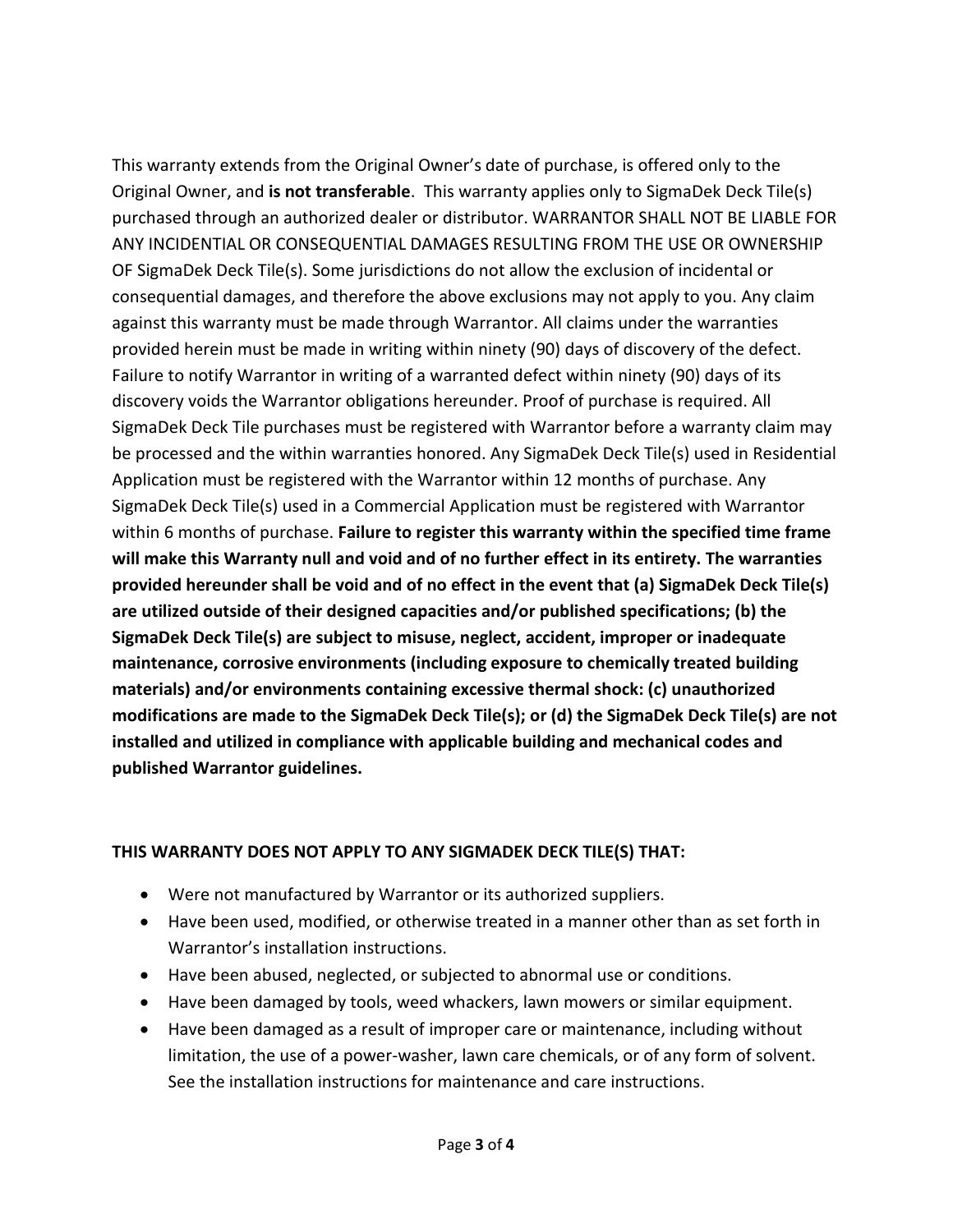This warranty extends from the Original Owner's date of purchase, is offered only to the Original Owner, and **is not transferable**. This warranty applies only to SigmaDek Deck Tile(s) purchased through an authorized dealer or distributor. WARRANTOR SHALL NOT BE LIABLE FOR ANY INCIDENTIAL OR CONSEQUENTIAL DAMAGES RESULTING FROM THE USE OR OWNERSHIP OF SigmaDek Deck Tile(s). Some jurisdictions do not allow the exclusion of incidental or consequential damages, and therefore the above exclusions may not apply to you. Any claim against this warranty must be made through Warrantor. All claims under the warranties provided herein must be made in writing within ninety (90) days of discovery of the defect. Failure to notify Warrantor in writing of a warranted defect within ninety (90) days of its discovery voids the Warrantor obligations hereunder. Proof of purchase is required. All SigmaDek Deck Tile purchases must be registered with Warrantor before a warranty claim may be processed and the within warranties honored. Any SigmaDek Deck Tile(s) used in Residential Application must be registered with the Warrantor within 12 months of purchase. Any SigmaDek Deck Tile(s) used in a Commercial Application must be registered with Warrantor within 6 months of purchase. **Failure to register this warranty within the specified time frame will make this Warranty null and void and of no further effect in its entirety. The warranties provided hereunder shall be void and of no effect in the event that (a) SigmaDek Deck Tile(s) are utilized outside of their designed capacities and/or published specifications; (b) the SigmaDek Deck Tile(s) are subject to misuse, neglect, accident, improper or inadequate maintenance, corrosive environments (including exposure to chemically treated building materials) and/or environments containing excessive thermal shock: (c) unauthorized modifications are made to the SigmaDek Deck Tile(s); or (d) the SigmaDek Deck Tile(s) are not installed and utilized in compliance with applicable building and mechanical codes and published Warrantor guidelines.**

**THIS WARRANTY DOES NOT APPLY TO ANY SIGMADEK DECK TILE(S) THAT:**

- Were not manufactured by Warrantor or its authorized suppliers.
- Have been used, modified, or otherwise treated in a manner other than as set forth in Warrantor's installation instructions.
- Have been abused, neglected, or subjected to abnormal use or conditions.
- Have been damaged by tools, weed whackers, lawn mowers or similar equipment.
- Have been damaged as a result of improper care or maintenance, including without limitation, the use of a power-washer, lawn care chemicals, or of any form of solvent. See the installation instructions for maintenance and care instructions.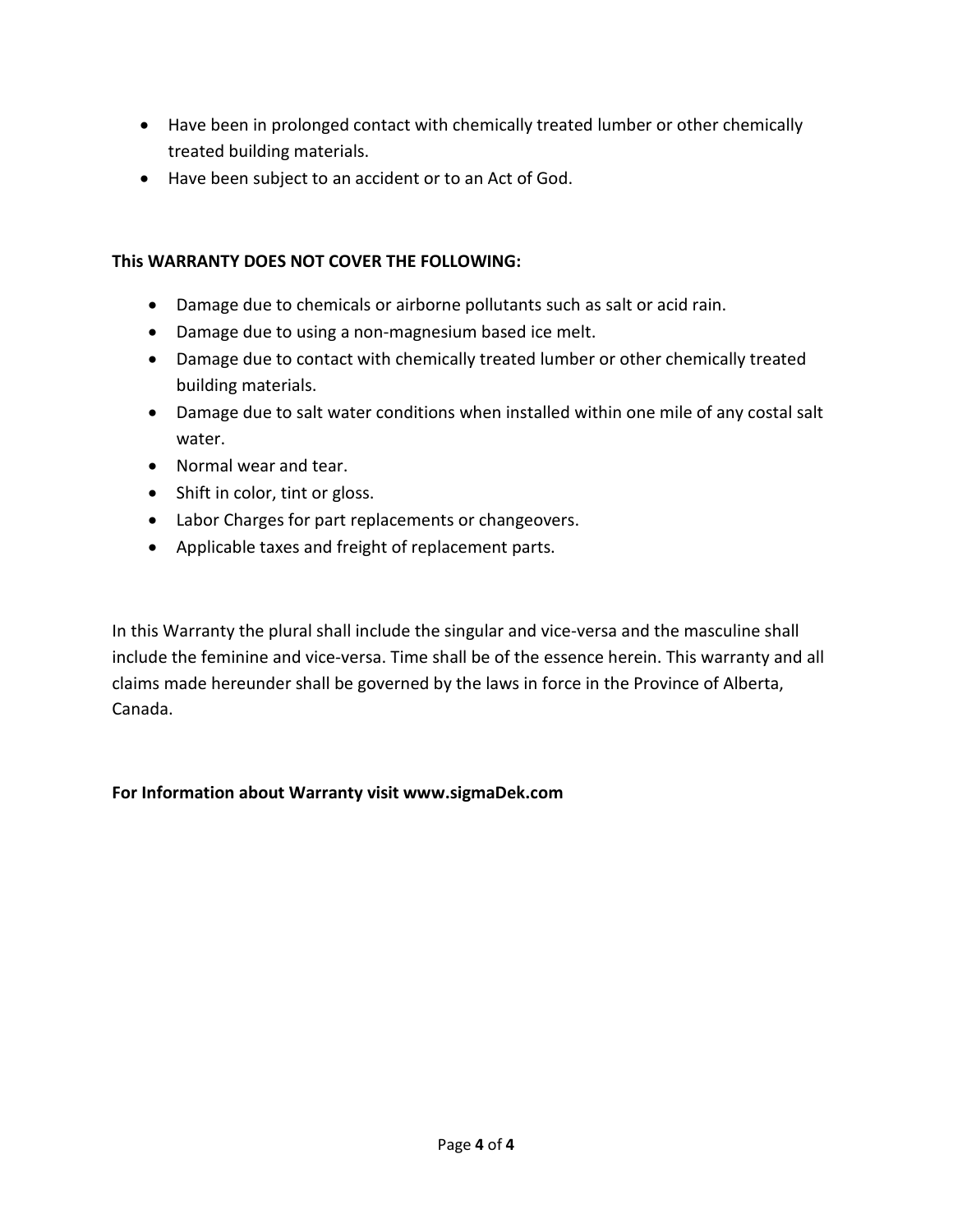- Have been in prolonged contact with chemically treated lumber or other chemically treated building materials.
- Have been subject to an accident or to an Act of God.

**This WARRANTY DOES NOT COVER THE FOLLOWING:**

- Damage due to chemicals or airborne pollutants such as salt or acid rain.
- Damage due to using a non-magnesium based ice melt.
- Damage due to contact with chemically treated lumber or other chemically treated building materials.
- Damage due to salt water conditions when installed within one mile of any costal salt water.
- Normal wear and tear.
- Shift in color, tint or gloss.
- Labor Charges for part replacements or changeovers.
- Applicable taxes and freight of replacement parts.

In this Warranty the plural shall include the singular and vice-versa and the masculine shall include the feminine and vice-versa. Time shall be of the essence herein. This warranty and all claims made hereunder shall be governed by the laws in force in the Province of Alberta, Canada.

**For Information about Warranty visit www.sigmaDek.com**